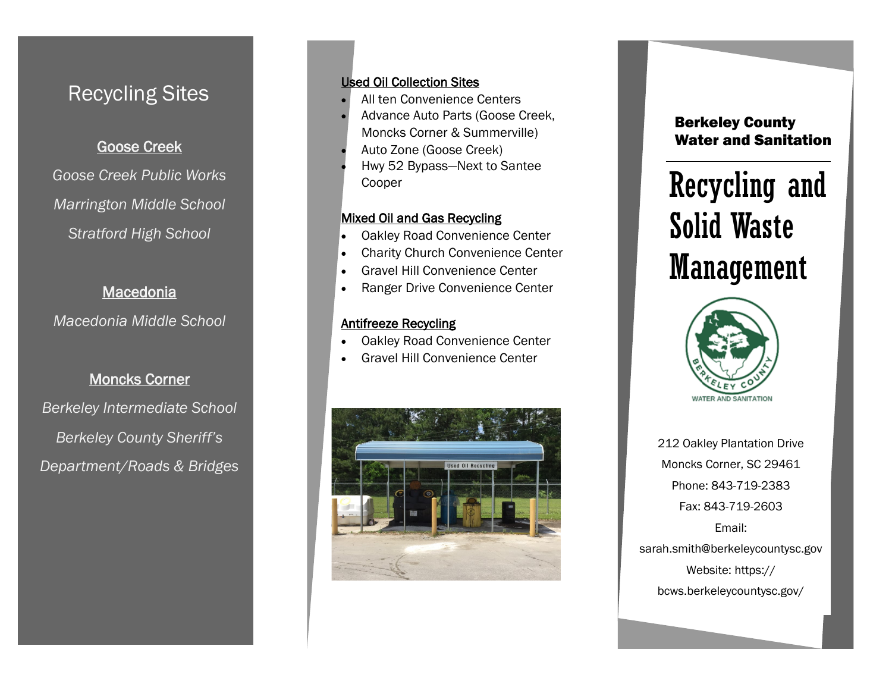# Recycling Sites

**Goose Creek**

*Goose Creek Public Works*

*Marrington Middle School*

*Stratford High School*

**Macedonia**

*Macedonia Middle School*

**Moncks Corner**

*Berkeley Intermediate School*

*Berkeley County Sheriff's Department/Roads & Bridges*

**Used Oil Collection Sites**

- All ten Convenience Centers
- Advance Auto Parts (Goose Creek, Moncks Corner & Summerville)
- Auto Zone (Goose Creek)
- Hwy 52 Bypass—Next to Santee Cooper

**Mixed Oil and Gas Recycling**

- Oakley Road Convenience Center
- Charity Church Convenience Center
- Gravel Hill Convenience Center
- Ranger Drive Convenience Center

**Antifreeze Recycling**

- Oakley Road Convenience Center
- Gravel Hill Convenience Center

**Berkeley County Water and Sanitation**

# Recycling and Solid Waste Management

212 Oakley Plantation Drive

Moncks Corner, SC 29461

Phone: 843-719-2383

Fax: 843-719-2603

Email: sarah.smith@berkeleycountysc.gov

Website: https://bcws.berkeleycountysc.gov/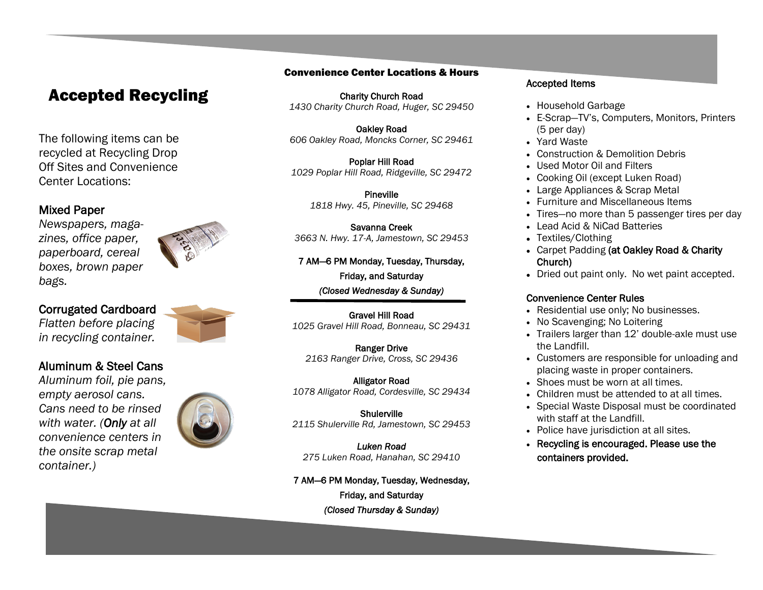# Accepted Recycling

The following items can be recycled at Recycling Drop Off Sites and Convenience Center Locations:

### Mixed Paper

*Newspapers, magazines, office paper, paperboard, cereal boxes, brown paper bags.*

### Corrugated Cardboard

*Flatten before placing in recycling container.*

### Aluminum & Steel Cans

*Aluminum foil, pie pans, empty aerosol cans. Cans need to be rinsed with water. (**Only** at all convenience centers in the onsite scrap metal container.)*

## Convenience Center Locations & Hours

**Charity Church Road**
*1430 Charity Church Road, Huger, SC 29450*

**Oakley Road**
*606 Oakley Road, Moncks Corner, SC 29461*

**Poplar Hill Road**
*1029 Poplar Hill Road, Ridgeville, SC 29472*

**Pineville**
*1818 Hwy. 45, Pineville, SC 29468*

**Savanna Creek**
*3663 N. Hwy. 17-A, Jamestown, SC 29453*

**7 AM—6 PM Monday, Tuesday, Thursday, Friday, and Saturday**
***(Closed Wednesday & Sunday)***

---

**Gravel Hill Road**
*1025 Gravel Hill Road, Bonneau, SC 29431*

**Ranger Drive**
*2163 Ranger Drive, Cross, SC 29436*

**Alligator Road**
*1078 Alligator Road, Cordesville, SC 29434*

**Shulerville**
*2115 Shulerville Rd, Jamestown, SC 29453*

***Luken Road***
*275 Luken Road, Hanahan, SC 29410*

**7 AM—6 PM Monday, Tuesday, Wednesday, Friday, and Saturday**
***(Closed Thursday & Sunday)***

### Accepted Items

- Household Garbage
- E-Scrap—TV's, Computers, Monitors, Printers (5 per day)
- Yard Waste
- Construction & Demolition Debris
- Used Motor Oil and Filters
- Cooking Oil (except Luken Road)
- Large Appliances & Scrap Metal
- Furniture and Miscellaneous Items
- Tires—no more than 5 passenger tires per day
- Lead Acid & NiCad Batteries
- Textiles/Clothing
- Carpet Padding **(at Oakley Road & Charity Church)**
- Dried out paint only. No wet paint accepted.

### Convenience Center Rules

- Residential use only; No businesses.
- No Scavenging; No Loitering
- Trailers larger than 12' double-axle must use the Landfill.
- Customers are responsible for unloading and placing waste in proper containers.
- Shoes must be worn at all times.
- Children must be attended to at all times.
- Special Waste Disposal must be coordinated with staff at the Landfill.
- Police have jurisdiction at all sites.
- **Recycling is encouraged. Please use the containers provided.**